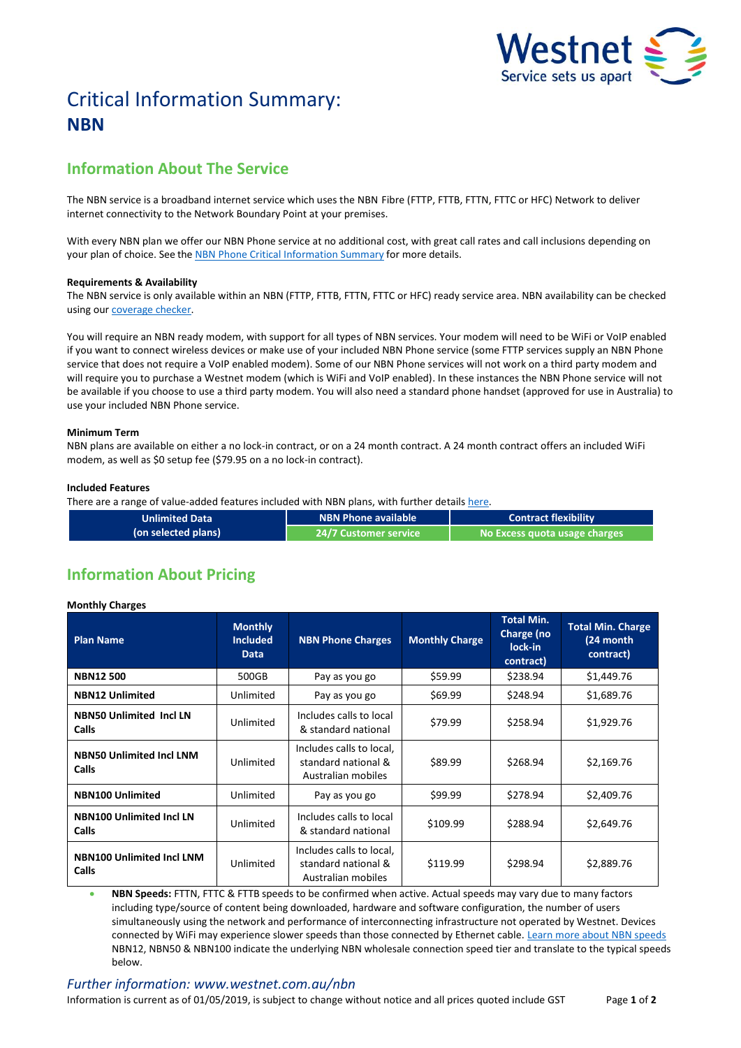# Critical Information Summary: NBN

## Information About The Service

The NBN service is a broadband internet service which uses the NBN Fibre (FTTP, FTTB, FTTN, FTTC or HFC) Network to deliver internet connectivity to the Network Boundary Point at your premises.

With every NBN plan we offer our NBN Phone service at no additional cost, with great call rates and call inclusions depending on your plan of choice. See the NBN Phone Critical Information Summary for more details.

**Requirements & Availability**

The NBN service is only available within an NBN (FTTP, FTTB, FTTN, FTTC or HFC) ready service area. NBN availability can be checked using our coverage checker.

You will require an NBN ready modem, with support for all types of NBN services. Your modem will need to be WiFi or VoIP enabled if you want to connect wireless devices or make use of your included NBN Phone service (some FTTP services supply an NBN Phone service that does not require a VoIP enabled modem). Some of our NBN Phone services will not work on a third party modem and will require you to purchase a Westnet modem (which is WiFi and VoIP enabled). In these instances the NBN Phone service will not be available if you choose to use a third party modem. You will also need a standard phone handset (approved for use in Australia) to use your included NBN Phone service.

**Minimum Term**

NBN plans are available on either a no lock-in contract, or on a 24 month contract. A 24 month contract offers an included WiFi modem, as well as $0 setup fee ($79.95 on a no lock-in contract).

**Included Features**

There are a range of value-added features included with NBN plans, with further details here.

| Unlimited Data (on selected plans) | NBN Phone available | Contract flexibility |
|---|---|---|
| | 24/7 Customer service | No Excess quota usage charges |

## Information About Pricing

**Monthly Charges**

| Plan Name | Monthly Included Data | NBN Phone Charges | Monthly Charge | Total Min. Charge (no lock-in contract) | Total Min. Charge (24 month contract) |
|---|---|---|---|---|---|
| **NBN12 500** | 500GB | Pay as you go | $59.99 | $238.94 | $1,449.76 |
| **NBN12 Unlimited** | Unlimited | Pay as you go | $69.99 | $248.94 | $1,689.76 |
| **NBN50 Unlimited Incl LN Calls** | Unlimited | Includes calls to local & standard national | $79.99 | $258.94 | $1,929.76 |
| **NBN50 Unlimited Incl LNM Calls** | Unlimited | Includes calls to local, standard national & Australian mobiles | $89.99 | $268.94 | $2,169.76 |
| **NBN100 Unlimited** | Unlimited | Pay as you go | $99.99 | $278.94 | $2,409.76 |
| **NBN100 Unlimited Incl LN Calls** | Unlimited | Includes calls to local & standard national | $109.99 | $288.94 | $2,649.76 |
| **NBN100 Unlimited Incl LNM Calls** | Unlimited | Includes calls to local, standard national & Australian mobiles | $119.99 | $298.94 | $2,889.76 |

- **NBN Speeds:** FTTN, FTTC & FTTB speeds to be confirmed when active. Actual speeds may vary due to many factors including type/source of content being downloaded, hardware and software configuration, the number of users simultaneously using the network and performance of interconnecting infrastructure not operated by Westnet. Devices connected by WiFi may experience slower speeds than those connected by Ethernet cable. Learn more about NBN speeds NBN12, NBN50 & NBN100 indicate the underlying NBN wholesale connection speed tier and translate to the typical speeds below.

*Further information: www.westnet.com.au/nbn*

Information is current as of 01/05/2019, is subject to change without notice and all prices quoted include GST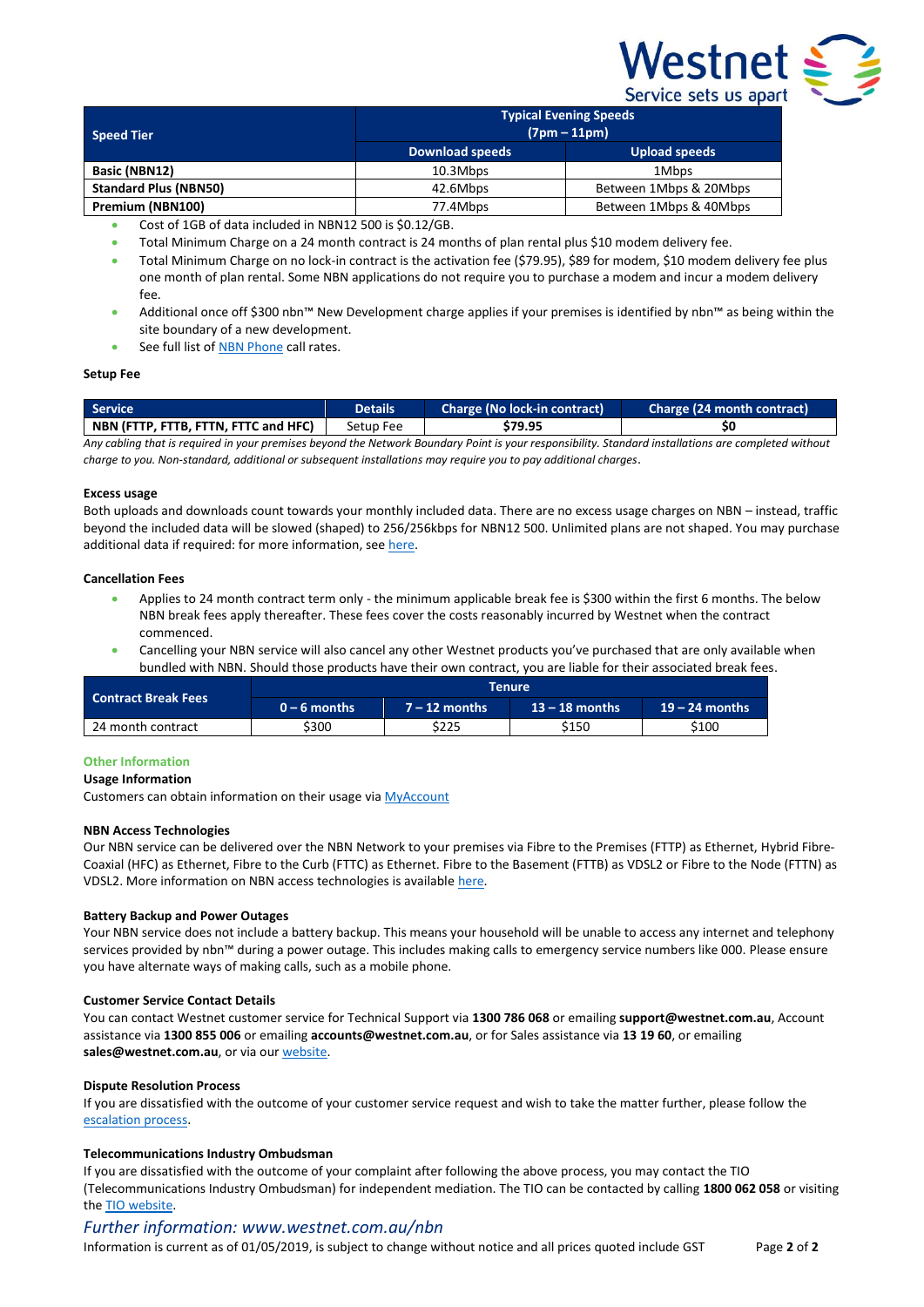| Speed Tier | Typical Evening Speeds (7pm – 11pm) | |
|---|---|---|
| | **Download speeds** | **Upload speeds** |
| **Basic (NBN12)** | 10.3Mbps | 1Mbps |
| **Standard Plus (NBN50)** | 42.6Mbps | Between 1Mbps & 20Mbps |
| **Premium (NBN100)** | 77.4Mbps | Between 1Mbps & 40Mbps |

- Cost of 1GB of data included in NBN12 500 is $0.12/GB.
- Total Minimum Charge on a 24 month contract is 24 months of plan rental plus $10 modem delivery fee.
- Total Minimum Charge on no lock-in contract is the activation fee ($79.95), $89 for modem, $10 modem delivery fee plus one month of plan rental. Some NBN applications do not require you to purchase a modem and incur a modem delivery fee.
- Additional once off $300 nbn™ New Development charge applies if your premises is identified by nbn™ as being within the site boundary of a new development.
- See full list of NBN Phone call rates.

**Setup Fee**

| Service | Details | Charge (No lock-in contract) | Charge (24 month contract) |
|---|---|---|---|
| **NBN (FTTP, FTTB, FTTN, FTTC and HFC)** | Setup Fee | **$79.95** | **$0** |

*Any cabling that is required in your premises beyond the Network Boundary Point is your responsibility. Standard installations are completed without charge to you. Non-standard, additional or subsequent installations may require you to pay additional charges*.

**Excess usage**

Both uploads and downloads count towards your monthly included data. There are no excess usage charges on NBN – instead, traffic beyond the included data will be slowed (shaped) to 256/256kbps for NBN12 500. Unlimited plans are not shaped. You may purchase additional data if required: for more information, see here.

**Cancellation Fees**

- Applies to 24 month contract term only - the minimum applicable break fee is $300 within the first 6 months. The below NBN break fees apply thereafter. These fees cover the costs reasonably incurred by Westnet when the contract commenced.
- Cancelling your NBN service will also cancel any other Westnet products you've purchased that are only available when bundled with NBN. Should those products have their own contract, you are liable for their associated break fees.

| Contract Break Fees | Tenure | | | |
|---|---|---|---|---|
| | **0 – 6 months** | **7 – 12 months** | **13 – 18 months** | **19 – 24 months** |
| 24 month contract | $300 | $225 | $150 | $100 |

## Other Information

**Usage Information**

Customers can obtain information on their usage via MyAccount

**NBN Access Technologies**

Our NBN service can be delivered over the NBN Network to your premises via Fibre to the Premises (FTTP) as Ethernet, Hybrid Fibre-Coaxial (HFC) as Ethernet, Fibre to the Curb (FTTC) as Ethernet. Fibre to the Basement (FTTB) as VDSL2 or Fibre to the Node (FTTN) as VDSL2. More information on NBN access technologies is available here.

**Battery Backup and Power Outages**

Your NBN service does not include a battery backup. This means your household will be unable to access any internet and telephony services provided by nbn™ during a power outage. This includes making calls to emergency service numbers like 000. Please ensure you have alternate ways of making calls, such as a mobile phone.

**Customer Service Contact Details**

You can contact Westnet customer service for Technical Support via **1300 786 068** or emailing **support@westnet.com.au**, Account assistance via **1300 855 006** or emailing **accounts@westnet.com.au**, or for Sales assistance via **13 19 60**, or emailing **sales@westnet.com.au**, or via our website.

**Dispute Resolution Process**

If you are dissatisfied with the outcome of your customer service request and wish to take the matter further, please follow the escalation process.

**Telecommunications Industry Ombudsman**

If you are dissatisfied with the outcome of your complaint after following the above process, you may contact the TIO (Telecommunications Industry Ombudsman) for independent mediation. The TIO can be contacted by calling **1800 062 058** or visiting the TIO website.

*Further information: www.westnet.com.au/nbn*

Information is current as of 01/05/2019, is subject to change without notice and all prices quoted include GST